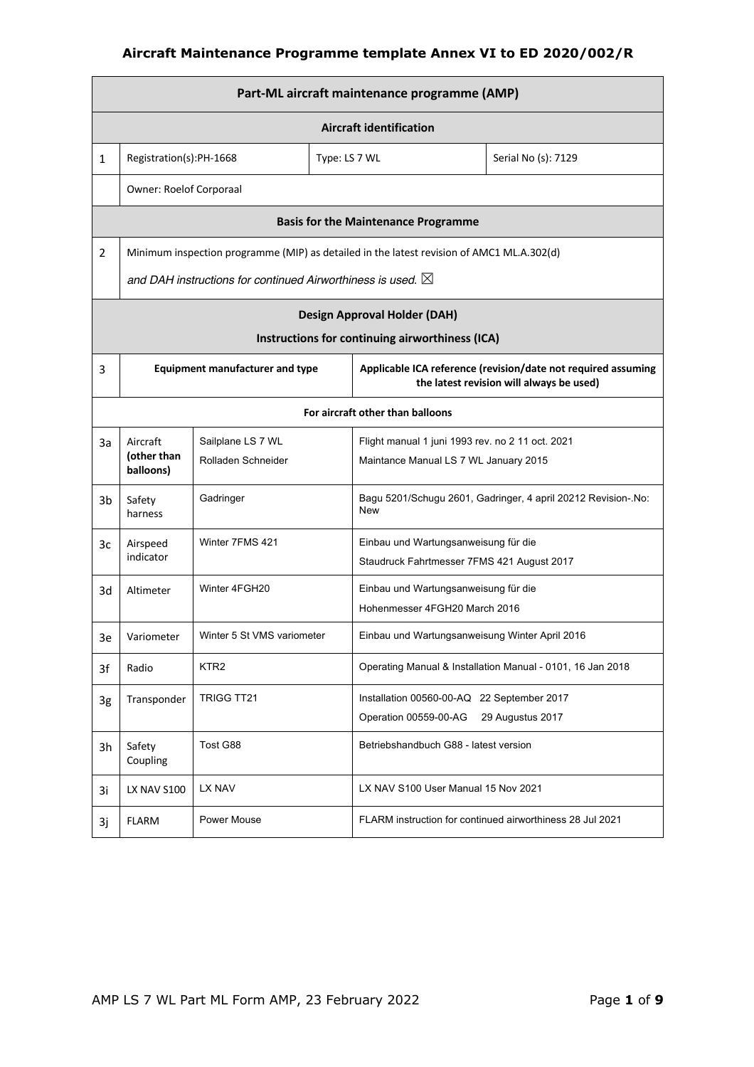# Aircraft Maintenance Programme template Annex VI to ED 2020/002/R

| Part-ML aircraft maintenance programme (AMP) | | | | |
|---|---|---|---|---|
| **Aircraft identification** | | | | |
| 1 | Registration(s):PH-1668 | | Type: LS 7 WL | Serial No (s): 7129 |
| | Owner: Roelof Corporaal | | | |
| **Basis for the Maintenance Programme** | | | | |
| 2 | Minimum inspection programme (MIP) as detailed in the latest revision of AMC1 ML.A.302(d) *and DAH instructions for continued Airworthiness is used.* ☒ | | | |
| **Design Approval Holder (DAH) Instructions for continuing airworthiness (ICA)** | | | | |
| 3 | **Equipment manufacturer and type** | | **Applicable ICA reference (revision/date not required assuming the latest revision will always be used)** | |
| **For aircraft other than balloons** | | | | |
| 3a | Aircraft **(other than balloons)** | Sailplane LS 7 WL Rolladen Schneider | Flight manual 1 juni 1993 rev. no 2 11 oct. 2021 Maintance Manual LS 7 WL January 2015 | |
| 3b | Safety harness | Gadringer | Bagu 5201/Schugu 2601, Gadringer, 4 april 20212 Revision-.No: New | |
| 3c | Airspeed indicator | Winter 7FMS 421 | Einbau und Wartungsanweisung für die Staudruck Fahrtmesser 7FMS 421 August 2017 | |
| 3d | Altimeter | Winter 4FGH20 | Einbau und Wartungsanweisung für die Hohenmesser 4FGH20 March 2016 | |
| 3e | Variometer | Winter 5 St VMS variometer | Einbau und Wartungsanweisung Winter April 2016 | |
| 3f | Radio | KTR2 | Operating Manual & Installation Manual - 0101, 16 Jan 2018 | |
| 3g | Transponder | TRIGG TT21 | Installation 00560-00-AQ 22 September 2017 Operation 00559-00-AG 29 Augustus 2017 | |
| 3h | Safety Coupling | Tost G88 | Betriebshandbuch G88 - latest version | |
| 3i | LX NAV S100 | LX NAV | LX NAV S100 User Manual 15 Nov 2021 | |
| 3j | FLARM | Power Mouse | FLARM instruction for continued airworthiness 28 Jul 2021 | |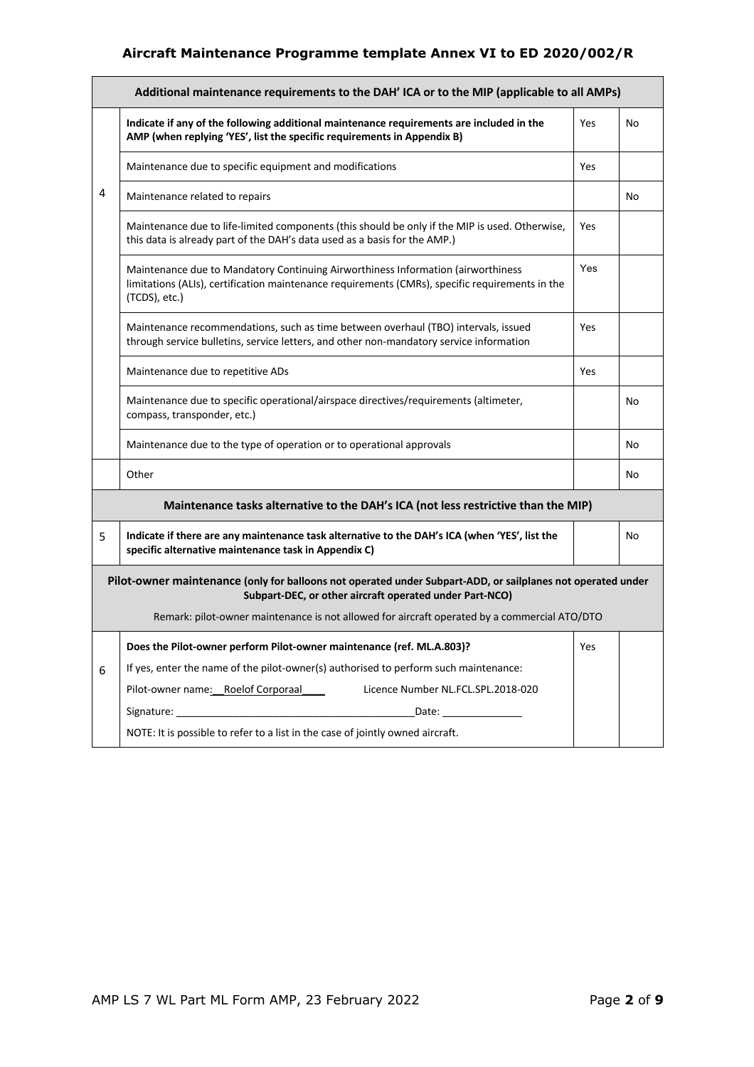| Additional maintenance requirements to the DAH' ICA or to the MIP (applicable to all AMPs) | | | |
|---|---|---|---|
| 4 | **Indicate if any of the following additional maintenance requirements are included in the AMP (when replying 'YES', list the specific requirements in Appendix B)** | Yes | No |
| | Maintenance due to specific equipment and modifications | Yes | |
| | Maintenance related to repairs | | No |
| | Maintenance due to life-limited components (this should be only if the MIP is used. Otherwise, this data is already part of the DAH's data used as a basis for the AMP.) | Yes | |
| | Maintenance due to Mandatory Continuing Airworthiness Information (airworthiness limitations (ALIs), certification maintenance requirements (CMRs), specific requirements in the (TCDS), etc.) | Yes | |
| | Maintenance recommendations, such as time between overhaul (TBO) intervals, issued through service bulletins, service letters, and other non-mandatory service information | Yes | |
| | Maintenance due to repetitive ADs | Yes | |
| | Maintenance due to specific operational/airspace directives/requirements (altimeter, compass, transponder, etc.) | | No |
| | Maintenance due to the type of operation or to operational approvals | | No |
| | Other | | No |
| **Maintenance tasks alternative to the DAH's ICA (not less restrictive than the MIP)** | | | |
| 5 | **Indicate if there are any maintenance task alternative to the DAH's ICA (when 'YES', list the specific alternative maintenance task in Appendix C)** | | No |
| **Pilot-owner maintenance (only for balloons not operated under Subpart-ADD, or sailplanes not operated under Subpart-DEC, or other aircraft operated under Part-NCO)**<br>Remark: pilot-owner maintenance is not allowed for aircraft operated by a commercial ATO/DTO | | | |
| 6 | **Does the Pilot-owner perform Pilot-owner maintenance (ref. ML.A.803)?**<br>If yes, enter the name of the pilot-owner(s) authorised to perform such maintenance:<br>Pilot-owner name: Roelof Corporaal Licence Number NL.FCL.SPL.2018-020<br>Signature: ______________________ Date: ______________<br>NOTE: It is possible to refer to a list in the case of jointly owned aircraft. | Yes | |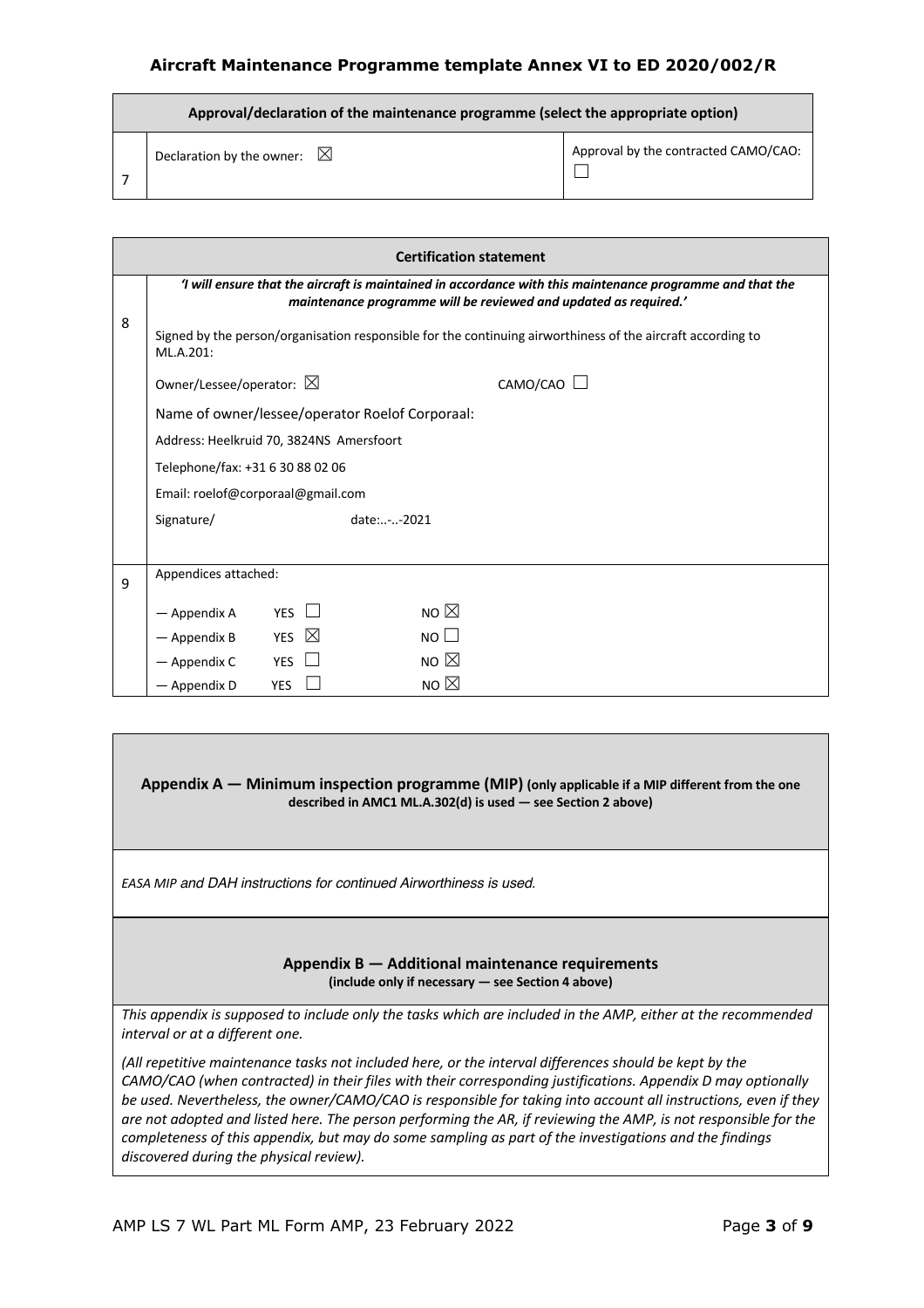**Aircraft Maintenance Programme template Annex VI to ED 2020/002/R**

| | Approval/declaration of the maintenance programme (select the appropriate option) | |
|---|---|---|
| 7 | Declaration by the owner: ☒ | Approval by the contracted CAMO/CAO: ☐ |

| | Certification statement |
|---|---|
| 8 | ***'I will ensure that the aircraft is maintained in accordance with this maintenance programme and that the maintenance programme will be reviewed and updated as required.'***<br><br>Signed by the person/organisation responsible for the continuing airworthiness of the aircraft according to ML.A.201:<br><br>Owner/Lessee/operator: ☒ CAMO/CAO ☐<br><br>Name of owner/lessee/operator Roelof Corporaal:<br><br>Address: Heelkruid 70, 3824NS Amersfoort<br><br>Telephone/fax: +31 6 30 88 02 06<br><br>Email: roelof@corporaal@gmail.com<br><br>Signature/ date:..-..-2021 |
| 9 | Appendices attached:<br><br>— Appendix A YES ☐ NO ☒<br>— Appendix B YES ☒ NO ☐<br>— Appendix C YES ☐ NO ☒<br>— Appendix D YES ☐ NO ☒ |

**Appendix A — Minimum inspection programme (MIP) (only applicable if a MIP different from the one described in AMC1 ML.A.302(d) is used — see Section 2 above)**

*EASA MIP and DAH instructions for continued Airworthiness is used.*

**Appendix B — Additional maintenance requirements**
**(include only if necessary — see Section 4 above)**

*This appendix is supposed to include only the tasks which are included in the AMP, either at the recommended interval or at a different one.*

*(All repetitive maintenance tasks not included here, or the interval differences should be kept by the CAMO/CAO (when contracted) in their files with their corresponding justifications. Appendix D may optionally be used. Nevertheless, the owner/CAMO/CAO is responsible for taking into account all instructions, even if they are not adopted and listed here. The person performing the AR, if reviewing the AMP, is not responsible for the completeness of this appendix, but may do some sampling as part of the investigations and the findings discovered during the physical review).*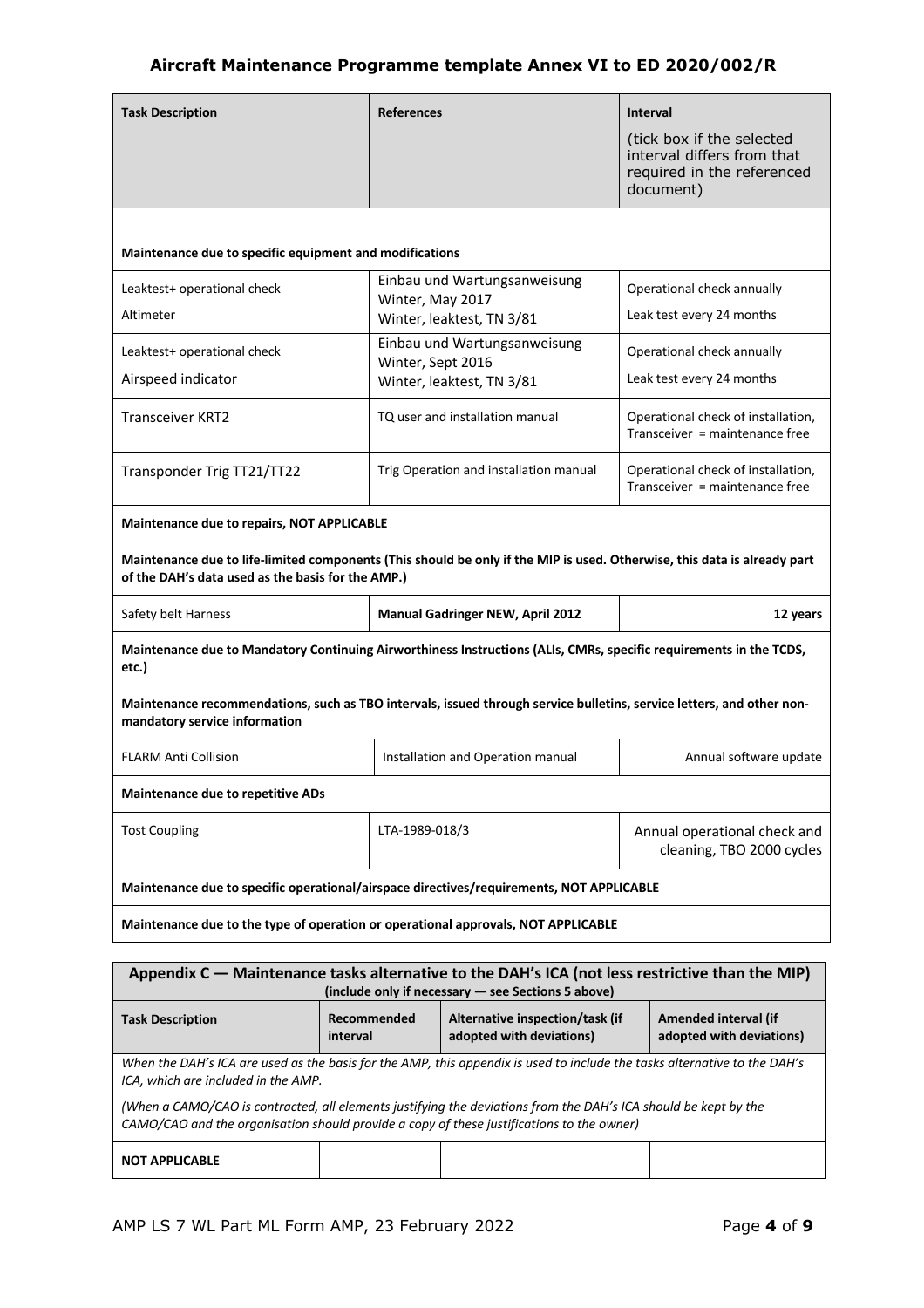| Task Description | References | Interval (tick box if the selected interval differs from that required in the referenced document) |
|---|---|---|
| **Maintenance due to specific equipment and modifications** | | |
| Leaktest+ operational check<br>Altimeter | Einbau und Wartungsanweisung Winter, May 2017<br>Winter, leaktest, TN 3/81 | Operational check annually<br>Leak test every 24 months |
| Leaktest+ operational check<br>Airspeed indicator | Einbau und Wartungsanweisung Winter, Sept 2016<br>Winter, leaktest, TN 3/81 | Operational check annually<br>Leak test every 24 months |
| Transceiver KRT2 | TQ user and installation manual | Operational check of installation, Transceiver = maintenance free |
| Transponder Trig TT21/TT22 | Trig Operation and installation manual | Operational check of installation, Transceiver = maintenance free |
| **Maintenance due to repairs, NOT APPLICABLE** | | |
| **Maintenance due to life-limited components (This should be only if the MIP is used. Otherwise, this data is already part of the DAH's data used as the basis for the AMP.)** | | |
| Safety belt Harness | **Manual Gadringer NEW, April 2012** | **12 years** |
| **Maintenance due to Mandatory Continuing Airworthiness Instructions (ALIs, CMRs, specific requirements in the TCDS, etc.)** | | |
| **Maintenance recommendations, such as TBO intervals, issued through service bulletins, service letters, and other non-mandatory service information** | | |
| FLARM Anti Collision | Installation and Operation manual | Annual software update |
| **Maintenance due to repetitive ADs** | | |
| Tost Coupling | LTA-1989-018/3 | Annual operational check and cleaning, TBO 2000 cycles |
| **Maintenance due to specific operational/airspace directives/requirements, NOT APPLICABLE** | | |
| **Maintenance due to the type of operation or operational approvals, NOT APPLICABLE** | | |

## Appendix C — Maintenance tasks alternative to the DAH's ICA (not less restrictive than the MIP)

**(include only if necessary — see Sections 5 above)**

| Task Description | Recommended interval | Alternative inspection/task (if adopted with deviations) | Amended interval (if adopted with deviations) |
|---|---|---|---|
| *When the DAH's ICA are used as the basis for the AMP, this appendix is used to include the tasks alternative to the DAH's ICA, which are included in the AMP.*<br>*(When a CAMO/CAO is contracted, all elements justifying the deviations from the DAH's ICA should be kept by the CAMO/CAO and the organisation should provide a copy of these justifications to the owner)* | | | |
| **NOT APPLICABLE** | | | |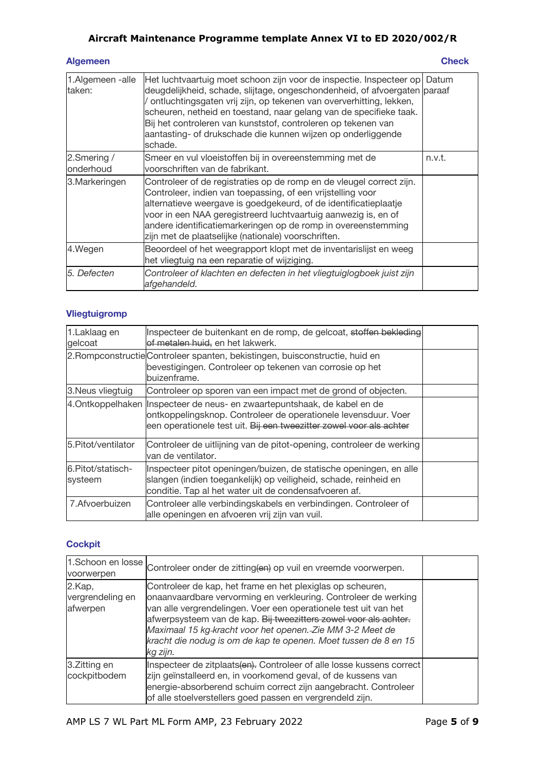### Algemeen

| | | Check |
|---|---|---|
| 1.Algemeen -alle taken: | Het luchtvaartuig moet schoon zijn voor de inspectie. Inspecteer op deugdelijkheid, schade, slijtage, ongeschondenheid, of afvoergaten / ontluchtingsgaten vrij zijn, op tekenen van oververhitting, lekken, scheuren, netheid en toestand, naar gelang van de specifieke taak. Bij het controleren van kunststof, controleren op tekenen van aantasting- of drukschade die kunnen wijzen op onderliggende schade. | Datum paraaf |
| 2.Smering / onderhoud | Smeer en vul vloeistoffen bij in overeenstemming met de voorschriften van de fabrikant. | n.v.t. |
| 3.Markeringen | Controleer of de registraties op de romp en de vleugel correct zijn. Controleer, indien van toepassing, of een vrijstelling voor alternatieve weergave is goedgekeurd, of de identificatieplaatje voor in een NAA geregistreerd luchtvaartuig aanwezig is, en of andere identificatiemarkeringen op de romp in overeenstemming zijn met de plaatselijke (nationale) voorschriften. | |
| 4.Wegen | Beoordeel of het weegrapport klopt met de inventarislijst en weeg het vliegtuig na een reparatie of wijziging. | |
| *5. Defecten* | *Controleer of klachten en defecten in het vliegtuiglogboek juist zijn afgehandeld.* | |

### Vliegtuigromp

| | | |
|---|---|---|
| 1.Laklaag en gelcoat | Inspecteer de buitenkant en de romp, de gelcoat, ~~stoffen bekleding of metalen huid~~, en het lakwerk. | |
| 2.Rompconstructie | Controleer spanten, bekistingen, buisconstructie, huid en bevestigingen. Controleer op tekenen van corrosie op het buizenframe. | |
| 3.Neus vliegtuig | Controleer op sporen van een impact met de grond of objecten. | |
| 4.Ontkoppelhaken | Inspecteer de neus- en zwaartepuntshaak, de kabel en de ontkoppelingsknop. Controleer de operationele levensduur. Voer een operationele test uit. ~~Bij een tweezitter zowel voor als achter~~ | |
| 5.Pitot/ventilator | Controleer de uitlijning van de pitot-opening, controleer de werking van de ventilator. | |
| 6.Pitot/statisch-systeem | Inspecteer pitot openingen/buizen, de statische openingen, en alle slangen (indien toegankelijk) op veiligheid, schade, reinheid en conditie. Tap al het water uit de condensafvoeren af. | |
| 7.Afvoerbuizen | Controleer alle verbindingskabels en verbindingen. Controleer of alle openingen en afvoeren vrij zijn van vuil. | |

### Cockpit

| | | |
|---|---|---|
| 1.Schoon en losse voorwerpen | Controleer onder de zitting~~(en)~~ op vuil en vreemde voorwerpen. | |
| 2.Kap, vergrendeling en afwerpen | Controleer de kap, het frame en het plexiglas op scheuren, onaanvaardbare vervorming en verkleuring. Controleer de werking van alle vergrendelingen. Voer een operationele test uit van het afwerpsysteem van de kap. ~~Bij tweezitters zowel voor als achter.~~ *Maximaal 15 kg-kracht voor het openen. Zie MM 3-2 Meet de kracht die nodug is om de kap te openen. Moet tussen de 8 en 15 kg zijn.* | |
| 3.Zitting en cockpitbodem | Inspecteer de zitplaats~~(en)~~. Controleer of alle losse kussens correct zijn geïnstalleerd en, in voorkomend geval, of de kussens van energie-absorberend schuim correct zijn aangebracht. Controleer of alle stoelverstellers goed passen en vergrendeld zijn. | |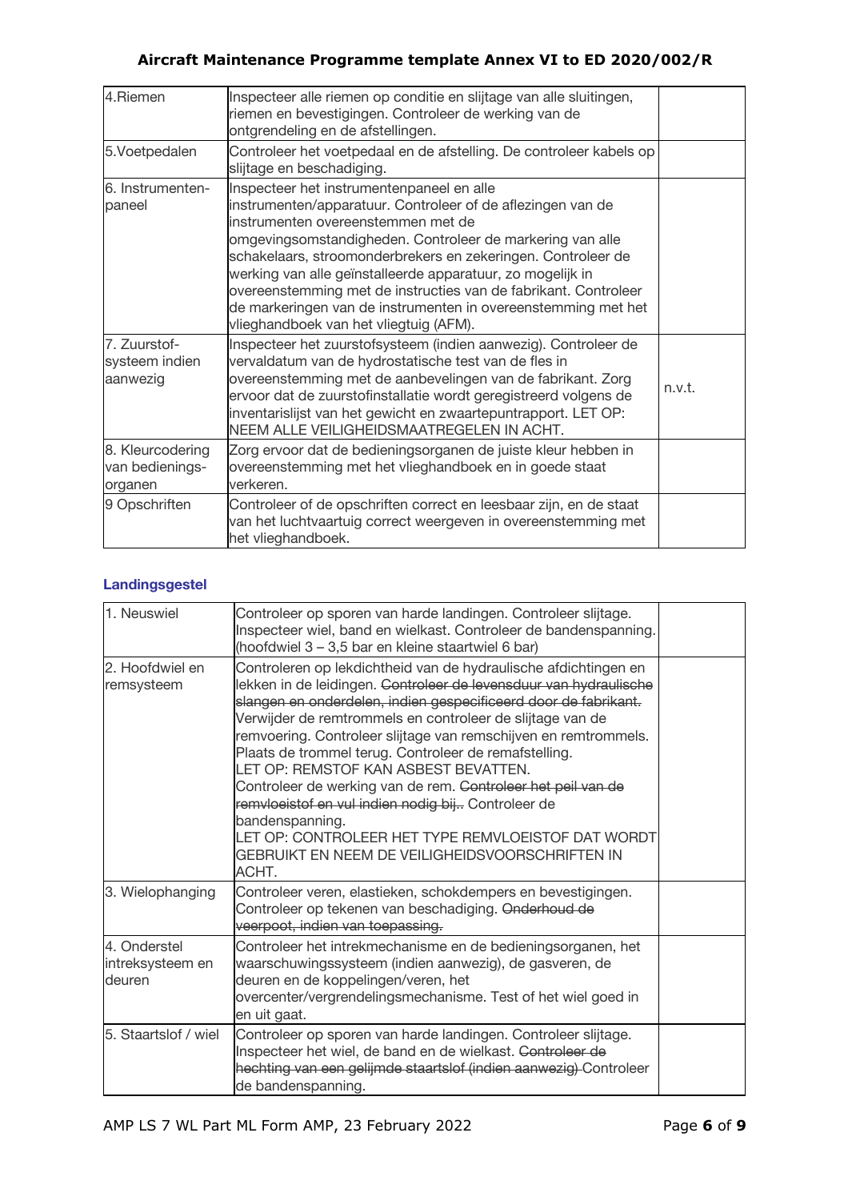| | | |
|---|---|---|
| 4.Riemen | Inspecteer alle riemen op conditie en slijtage van alle sluitingen, riemen en bevestigingen. Controleer de werking van de ontgrendeling en de afstellingen. | |
| 5.Voetpedalen | Controleer het voetpedaal en de afstelling. De controleer kabels op slijtage en beschadiging. | |
| 6. Instrumenten-paneel | Inspecteer het instrumentenpaneel en alle instrumenten/apparatuur. Controleer of de aflezingen van de instrumenten overeenstemmen met de omgevingsomstandigheden. Controleer de markering van alle schakelaars, stroomonderbrekers en zekeringen. Controleer de werking van alle geïnstalleerde apparatuur, zo mogelijk in overeenstemming met de instructies van de fabrikant. Controleer de markeringen van de instrumenten in overeenstemming met het vlieghandboek van het vliegtuig (AFM). | |
| 7. Zuurstof-systeem indien aanwezig | Inspecteer het zuurstofsysteem (indien aanwezig). Controleer de vervaldatum van de hydrostatische test van de fles in overeenstemming met de aanbevelingen van de fabrikant. Zorg ervoor dat de zuurstofinstallatie wordt geregistreerd volgens de inventarislijst van het gewicht en zwaartepuntrapport. LET OP: NEEM ALLE VEILIGHEIDSMAATREGELEN IN ACHT. | n.v.t. |
| 8. Kleurcodering van bedienings-organen | Zorg ervoor dat de bedieningsorganen de juiste kleur hebben in overeenstemming met het vlieghandboek en in goede staat verkeren. | |
| 9 Opschriften | Controleer of de opschriften correct en leesbaar zijn, en de staat van het luchtvaartuig correct weergeven in overeenstemming met het vlieghandboek. | |

### Landingsgestel

| | | |
|---|---|---|
| 1. Neuswiel | Controleer op sporen van harde landingen. Controleer slijtage. Inspecteer wiel, band en wielkast. Controleer de bandenspanning. (hoofdwiel 3 – 3,5 bar en kleine staartwiel 6 bar) | |
| 2. Hoofdwiel en remsysteem | Controleren op lekdichtheid van de hydraulische afdichtingen en lekken in de leidingen. ~~Controleer de levensduur van hydraulische slangen en onderdelen, indien gespecificeerd door de fabrikant.~~ Verwijder de remtrommels en controleer de slijtage van de remvoering. Controleer slijtage van remschijven en remtrommels. Plaats de trommel terug. Controleer de remafstelling. LET OP: REMSTOF KAN ASBEST BEVATTEN. Controleer de werking van de rem. ~~Controleer het peil van de remvloeistof en vul indien nodig bij.~~. Controleer de bandenspanning. LET OP: CONTROLEER HET TYPE REMVLOEISTOF DAT WORDT GEBRUIKT EN NEEM DE VEILIGHEIDSVOORSCHRIFTEN IN ACHT. | |
| 3. Wielophanging | Controleer veren, elastieken, schokdempers en bevestigingen. Controleer op tekenen van beschadiging. ~~Onderhoud de veerpoot, indien van toepassing.~~ | |
| 4. Onderstel intreksysteem en deuren | Controleer het intrekmechanisme en de bedieningsorganen, het waarschuwingssysteem (indien aanwezig), de gasveren, de deuren en de koppelingen/veren, het overcenter/vergrendelingsmechanisme. Test of het wiel goed in en uit gaat. | |
| 5. Staartslof / wiel | Controleer op sporen van harde landingen. Controleer slijtage. Inspecteer het wiel, de band en de wielkast. ~~Controleer de hechting van een gelijmde staartslof (indien aanwezig)~~ Controleer de bandenspanning. | |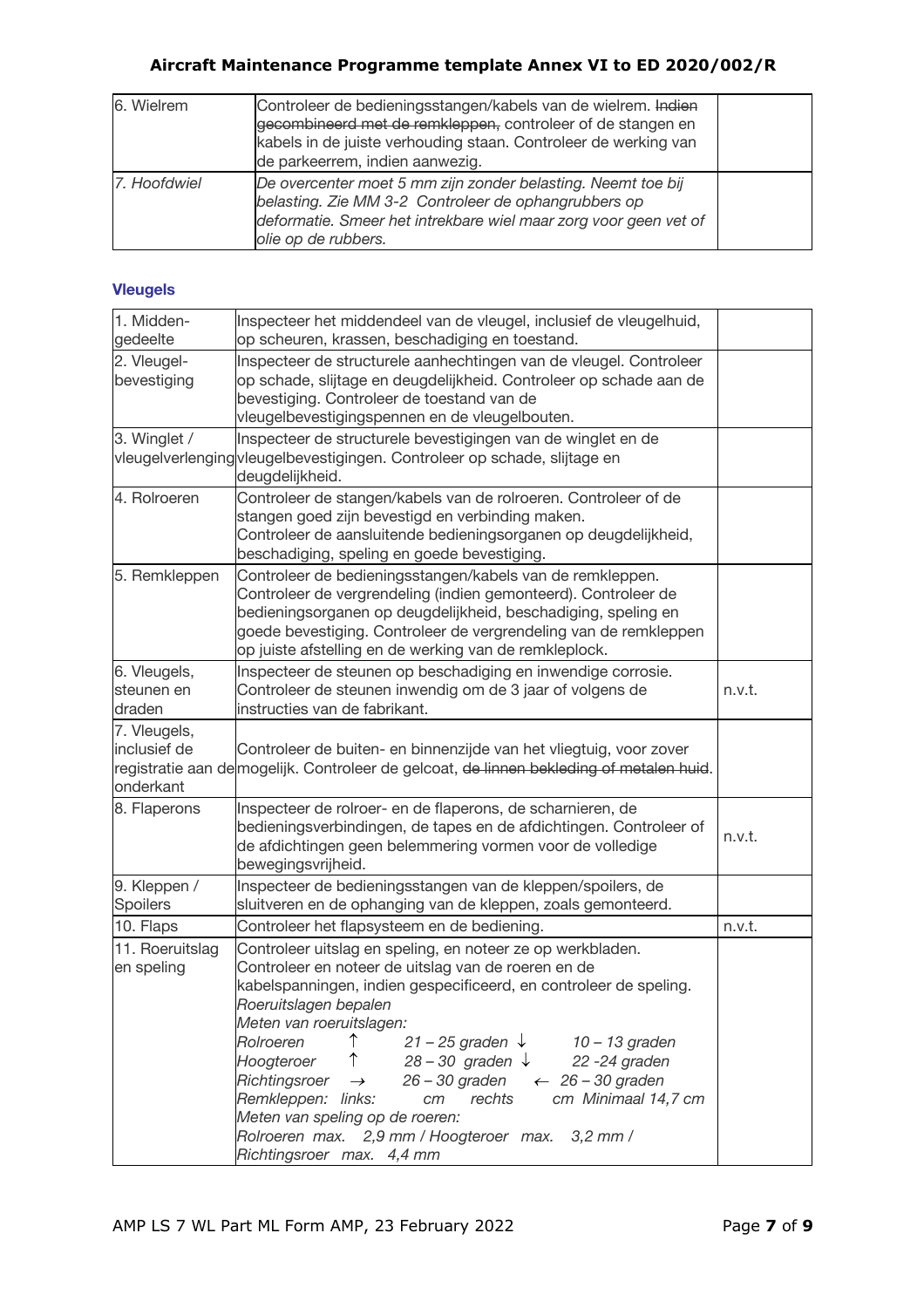| | | |
|---|---|---|
| 6. Wielrem | Controleer de bedieningsstangen/kabels van de wielrem. ~~Indien gecombineerd met de remkleppen,~~ controleer of de stangen en kabels in de juiste verhouding staan. Controleer de werking van de parkeerrem, indien aanwezig. | |
| *7. Hoofdwiel* | *De overcenter moet 5 mm zijn zonder belasting. Neemt toe bij belasting. Zie MM 3-2 Controleer de ophangrubbers op deformatie. Smeer het intrekbare wiel maar zorg voor geen vet of olie op de rubbers.* | |

### Vleugels

| | | |
|---|---|---|
| 1. Midden-gedeelte | Inspecteer het middendeel van de vleugel, inclusief de vleugelhuid, op scheuren, krassen, beschadiging en toestand. | |
| 2. Vleugel-bevestiging | Inspecteer de structurele aanhechtingen van de vleugel. Controleer op schade, slijtage en deugdelijkheid. Controleer op schade aan de bevestiging. Controleer de toestand van de vleugelbevestigingspennen en de vleugelbouten. | |
| 3. Winglet / vleugelverlenging | Inspecteer de structurele bevestigingen van de winglet en de vleugelbevestigingen. Controleer op schade, slijtage en deugdelijkheid. | |
| 4. Rolroeren | Controleer de stangen/kabels van de rolroeren. Controleer of de stangen goed zijn bevestigd en verbinding maken. Controleer de aansluitende bedieningsorganen op deugdelijkheid, beschadiging, speling en goede bevestiging. | |
| 5. Remkleppen | Controleer de bedieningsstangen/kabels van de remkleppen. Controleer de vergrendeling (indien gemonteerd). Controleer de bedieningsorganen op deugdelijkheid, beschadiging, speling en goede bevestiging. Controleer de vergrendeling van de remkleppen op juiste afstelling en de werking van de remkleplock. | |
| 6. Vleugels, steunen en draden | Inspecteer de steunen op beschadiging en inwendige corrosie. Controleer de steunen inwendig om de 3 jaar of volgens de instructies van de fabrikant. | n.v.t. |
| 7. Vleugels, inclusief de registratie aan de onderkant | Controleer de buiten- en binnenzijde van het vliegtuig, voor zover mogelijk. Controleer de gelcoat, ~~de linnen bekleding of metalen huid~~. | |
| 8. Flaperons | Inspecteer de rolroer- en de flaperons, de scharnieren, de bedieningsverbindingen, de tapes en de afdichtingen. Controleer of de afdichtingen geen belemmering vormen voor de volledige bewegingsvrijheid. | n.v.t. |
| 9. Kleppen / Spoilers | Inspecteer de bedieningsstangen van de kleppen/spoilers, de sluitveren en de ophanging van de kleppen, zoals gemonteerd. | |
| 10. Flaps | Controleer het flapsysteem en de bediening. | n.v.t. |
| 11. Roeruitslag en speling | Controleer uitslag en speling, en noteer ze op werkbladen. Controleer en noteer de uitslag van de roeren en de kabelspanningen, indien gespecificeerd, en controleer de speling.<br>*Roeruitslagen bepalen*<br>*Meten van roeruitslagen:*<br>*Rolroeren ↑ 21 – 25 graden ↓ 10 – 13 graden*<br>*Hoogteroer ↑ 28 – 30 graden ↓ 22 -24 graden*<br>*Richtingsroer → 26 – 30 graden ← 26 – 30 graden*<br>*Remkleppen: links: cm rechts cm Minimaal 14,7 cm*<br>*Meten van speling op de roeren:*<br>*Rolroeren max. 2,9 mm / Hoogteroer max. 3,2 mm / Richtingsroer max. 4,4 mm* | |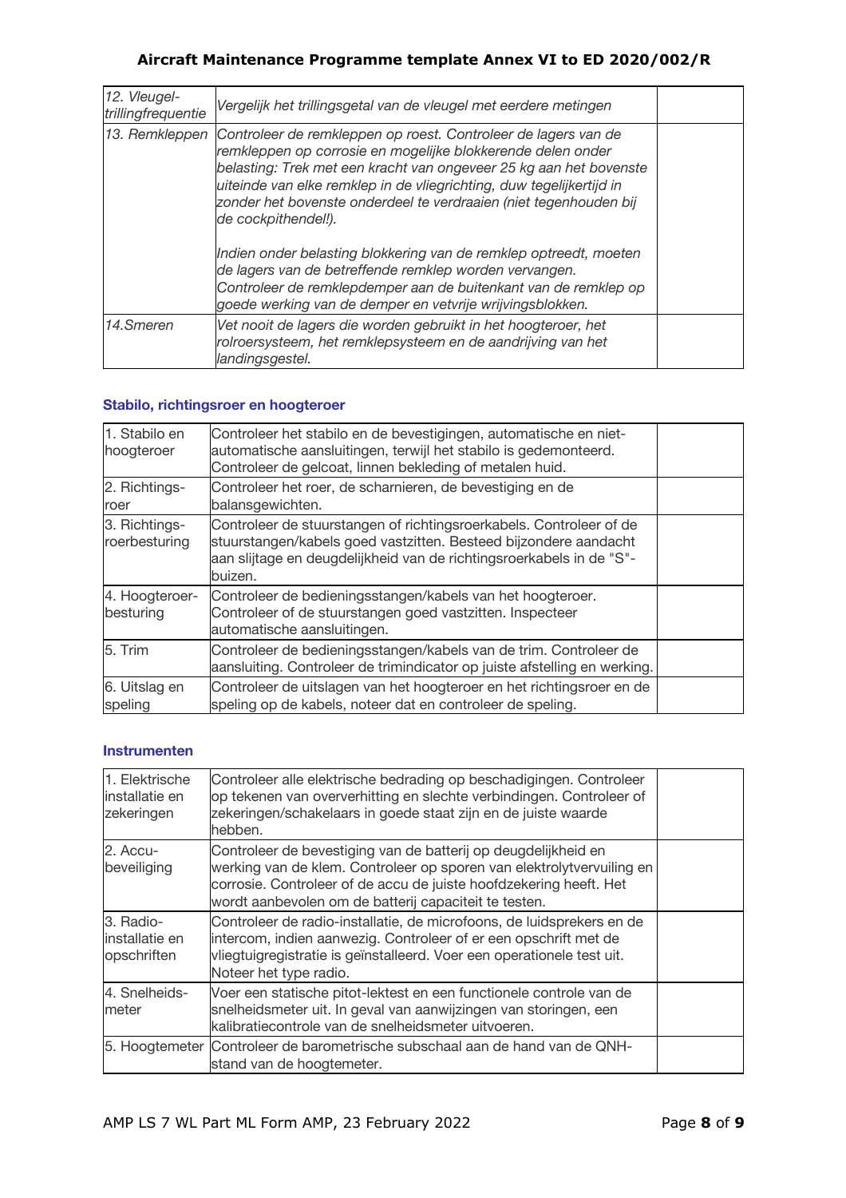| | | |
|---|---|---|
| *12. Vleugel-trillingfrequentie* | *Vergelijk het trillingsgetal van de vleugel met eerdere metingen* | |
| *13. Remkleppen* | *Controleer de remkleppen op roest. Controleer de lagers van de remkleppen op corrosie en mogelijke blokkerende delen onder belasting: Trek met een kracht van ongeveer 25 kg aan het bovenste uiteinde van elke remklep in de vliegrichting, duw tegelijkertijd in zonder het bovenste onderdeel te verdraaien (niet tegenhouden bij de cockpithendel!).*<br><br>*Indien onder belasting blokkering van de remklep optreedt, moeten de lagers van de betreffende remklep worden vervangen. Controleer de remklepdemper aan de buitenkant van de remklep op goede werking van de demper en vetvrije wrijvingsblokken.* | |
| *14.Smeren* | *Vet nooit de lagers die worden gebruikt in het hoogteroer, het rolroersysteem, het remklepsysteem en de aandrijving van het landingsgestel.* | |

### Stabilo, richtingsroer en hoogteroer

| | | |
|---|---|---|
| 1. Stabilo en hoogteroer | Controleer het stabilo en de bevestigingen, automatische en niet-automatische aansluitingen, terwijl het stabilo is gedemonteerd. Controleer de gelcoat, linnen bekleding of metalen huid. | |
| 2. Richtings-roer | Controleer het roer, de scharnieren, de bevestiging en de balansgewichten. | |
| 3. Richtings-roerbesturing | Controleer de stuurstangen of richtingsroerkabels. Controleer of de stuurstangen/kabels goed vastzitten. Besteed bijzondere aandacht aan slijtage en deugdelijkheid van de richtingsroerkabels in de "S"-buizen. | |
| 4. Hoogteroer-besturing | Controleer de bedieningsstangen/kabels van het hoogteroer. Controleer of de stuurstangen goed vastzitten. Inspecteer automatische aansluitingen. | |
| 5. Trim | Controleer de bedieningsstangen/kabels van de trim. Controleer de aansluiting. Controleer de trimindicator op juiste afstelling en werking. | |
| 6. Uitslag en speling | Controleer de uitslagen van het hoogteroer en het richtingsroer en de speling op de kabels, noteer dat en controleer de speling. | |

### Instrumenten

| | | |
|---|---|---|
| 1. Elektrische installatie en zekeringen | Controleer alle elektrische bedrading op beschadigingen. Controleer op tekenen van oververhitting en slechte verbindingen. Controleer of zekeringen/schakelaars in goede staat zijn en de juiste waarde hebben. | |
| 2. Accu-beveiliging | Controleer de bevestiging van de batterij op deugdelijkheid en werking van de klem. Controleer op sporen van elektrolytvervuiling en corrosie. Controleer of de accu de juiste hoofdzekering heeft. Het wordt aanbevolen om de batterij capaciteit te testen. | |
| 3. Radio-installatie en opschriften | Controleer de radio-installatie, de microfoons, de luidsprekers en de intercom, indien aanwezig. Controleer of er een opschrift met de vliegtuigregistratie is geïnstalleerd. Voer een operationele test uit. Noteer het type radio. | |
| 4. Snelheids-meter | Voer een statische pitot-lektest en een functionele controle van de snelheidsmeter uit. In geval van aanwijzingen van storingen, een kalibratiecontrole van de snelheidsmeter uitvoeren. | |
| 5. Hoogtemeter | Controleer de barometrische subschaal aan de hand van de QNH-stand van de hoogtemeter. | |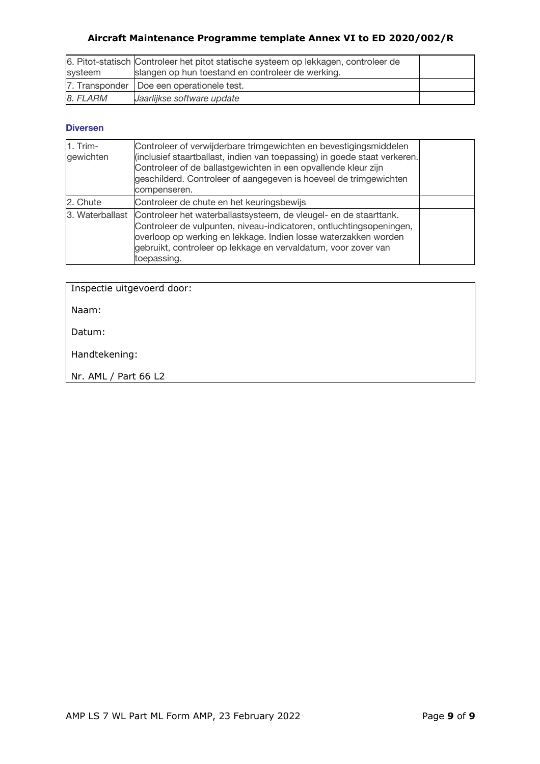| | | |
|---|---|---|
| 6. Pitot-statisch systeem | Controleer het pitot statische systeem op lekkagen, controleer de slangen op hun toestand en controleer de werking. | |
| 7. Transponder | Doe een operationele test. | |
| *8. FLARM* | *Jaarlijkse software update* | |

### Diversen

| | | |
|---|---|---|
| 1. Trim-gewichten | Controleer of verwijderbare trimgewichten en bevestigingsmiddelen (inclusief staartballast, indien van toepassing) in goede staat verkeren. Controleer of de ballastgewichten in een opvallende kleur zijn geschilderd. Controleer of aangegeven is hoeveel de trimgewichten compenseren. | |
| 2. Chute | Controleer de chute en het keuringsbewijs | |
| 3. Waterballast | Controleer het waterballastsysteem, de vleugel- en de staarttank. Controleer de vulpunten, niveau-indicatoren, ontluchtingsopeningen, overloop op werking en lekkage. Indien losse waterzakken worden gebruikt, controleer op lekkage en vervaldatum, voor zover van toepassing. | |

Inspectie uitgevoerd door:

Naam:

Datum:

Handtekening:

Nr. AML / Part 66 L2